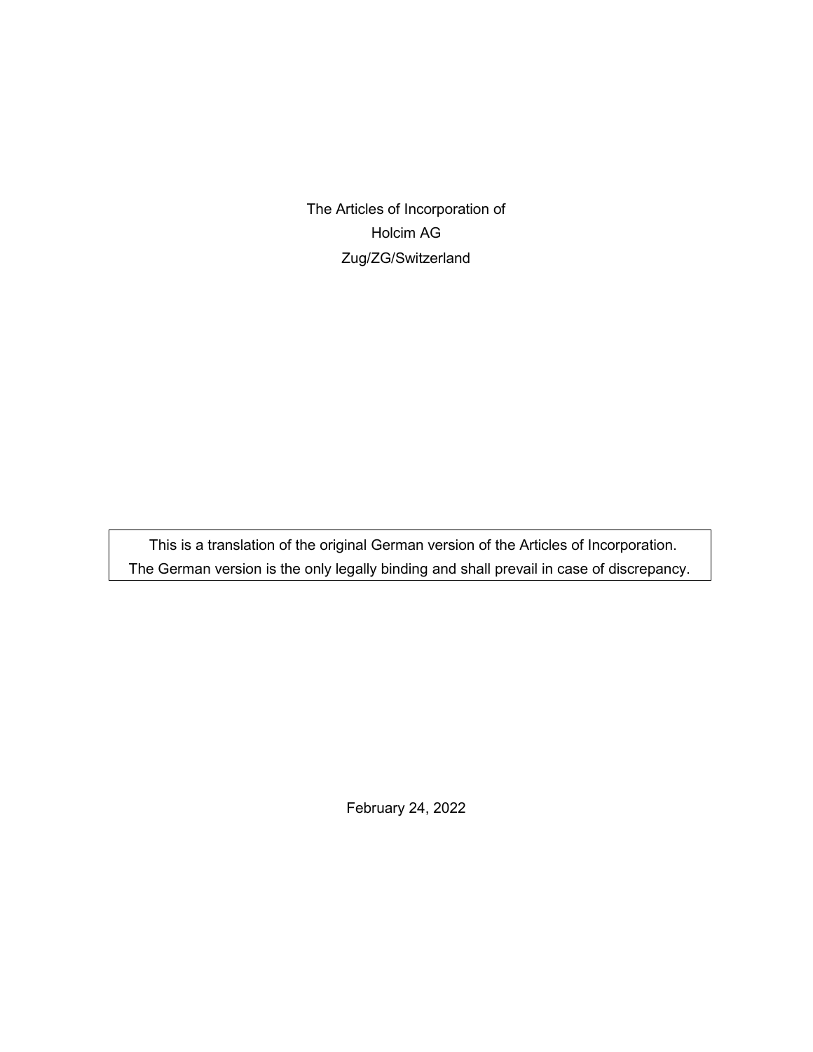# The Articles of Incorporation of
# Holcim AG
# Zug/ZG/Switzerland

This is a translation of the original German version of the Articles of Incorporation.
The German version is the only legally binding and shall prevail in case of discrepancy.

February 24, 2022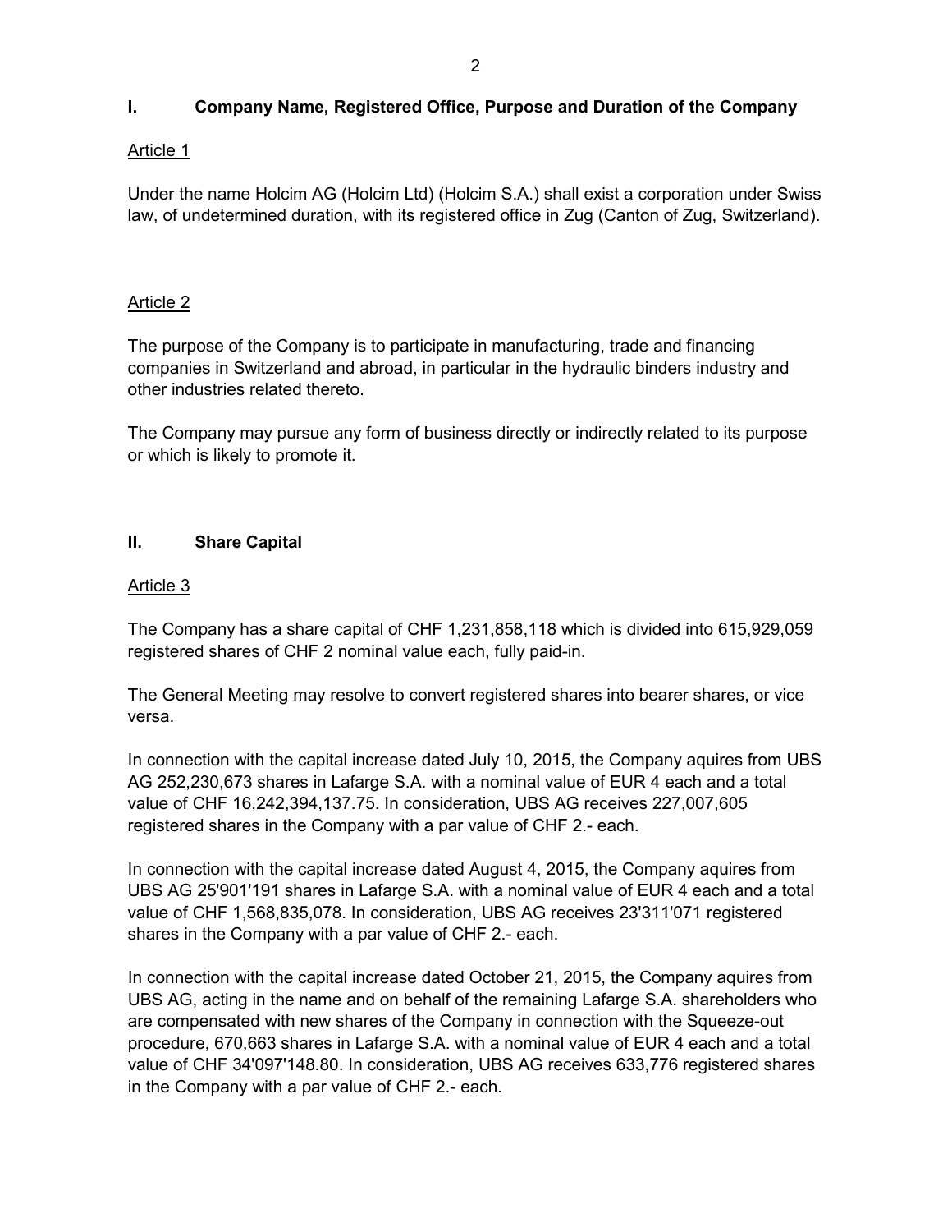## I. Company Name, Registered Office, Purpose and Duration of the Company

Article 1

Under the name Holcim AG (Holcim Ltd) (Holcim S.A.) shall exist a corporation under Swiss law, of undetermined duration, with its registered office in Zug (Canton of Zug, Switzerland).

Article 2

The purpose of the Company is to participate in manufacturing, trade and financing companies in Switzerland and abroad, in particular in the hydraulic binders industry and other industries related thereto.

The Company may pursue any form of business directly or indirectly related to its purpose or which is likely to promote it.

## II. Share Capital

Article 3

The Company has a share capital of CHF 1,231,858,118 which is divided into 615,929,059 registered shares of CHF 2 nominal value each, fully paid-in.

The General Meeting may resolve to convert registered shares into bearer shares, or vice versa.

In connection with the capital increase dated July 10, 2015, the Company aquires from UBS AG 252,230,673 shares in Lafarge S.A. with a nominal value of EUR 4 each and a total value of CHF 16,242,394,137.75. In consideration, UBS AG receives 227,007,605 registered shares in the Company with a par value of CHF 2.- each.

In connection with the capital increase dated August 4, 2015, the Company aquires from UBS AG 25'901'191 shares in Lafarge S.A. with a nominal value of EUR 4 each and a total value of CHF 1,568,835,078. In consideration, UBS AG receives 23'311'071 registered shares in the Company with a par value of CHF 2.- each.

In connection with the capital increase dated October 21, 2015, the Company aquires from UBS AG, acting in the name and on behalf of the remaining Lafarge S.A. shareholders who are compensated with new shares of the Company in connection with the Squeeze-out procedure, 670,663 shares in Lafarge S.A. with a nominal value of EUR 4 each and a total value of CHF 34'097'148.80. In consideration, UBS AG receives 633,776 registered shares in the Company with a par value of CHF 2.- each.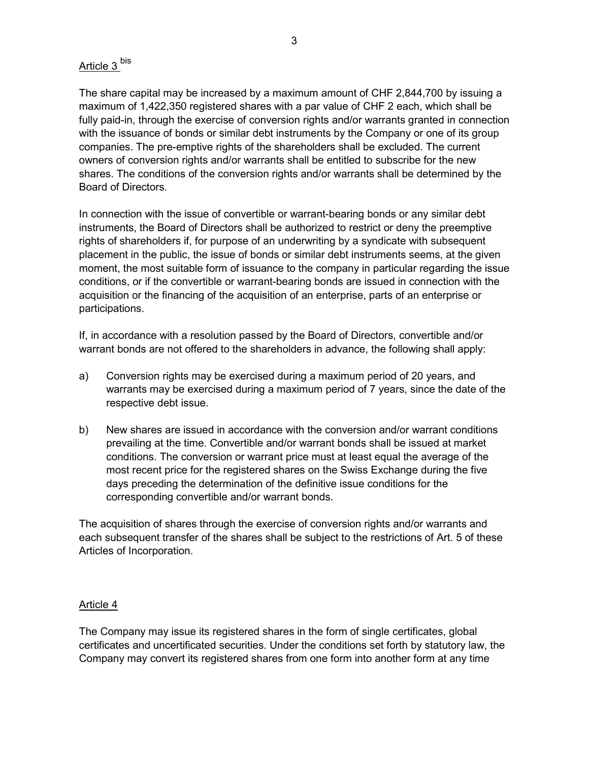## Article 3 bis

The share capital may be increased by a maximum amount of CHF 2,844,700 by issuing a maximum of 1,422,350 registered shares with a par value of CHF 2 each, which shall be fully paid-in, through the exercise of conversion rights and/or warrants granted in connection with the issuance of bonds or similar debt instruments by the Company or one of its group companies. The pre-emptive rights of the shareholders shall be excluded. The current owners of conversion rights and/or warrants shall be entitled to subscribe for the new shares. The conditions of the conversion rights and/or warrants shall be determined by the Board of Directors.

In connection with the issue of convertible or warrant-bearing bonds or any similar debt instruments, the Board of Directors shall be authorized to restrict or deny the preemptive rights of shareholders if, for purpose of an underwriting by a syndicate with subsequent placement in the public, the issue of bonds or similar debt instruments seems, at the given moment, the most suitable form of issuance to the company in particular regarding the issue conditions, or if the convertible or warrant-bearing bonds are issued in connection with the acquisition or the financing of the acquisition of an enterprise, parts of an enterprise or participations.

If, in accordance with a resolution passed by the Board of Directors, convertible and/or warrant bonds are not offered to the shareholders in advance, the following shall apply:

a) Conversion rights may be exercised during a maximum period of 20 years, and warrants may be exercised during a maximum period of 7 years, since the date of the respective debt issue.

b) New shares are issued in accordance with the conversion and/or warrant conditions prevailing at the time. Convertible and/or warrant bonds shall be issued at market conditions. The conversion or warrant price must at least equal the average of the most recent price for the registered shares on the Swiss Exchange during the five days preceding the determination of the definitive issue conditions for the corresponding convertible and/or warrant bonds.

The acquisition of shares through the exercise of conversion rights and/or warrants and each subsequent transfer of the shares shall be subject to the restrictions of Art. 5 of these Articles of Incorporation.

## Article 4

The Company may issue its registered shares in the form of single certificates, global certificates and uncertificated securities. Under the conditions set forth by statutory law, the Company may convert its registered shares from one form into another form at any time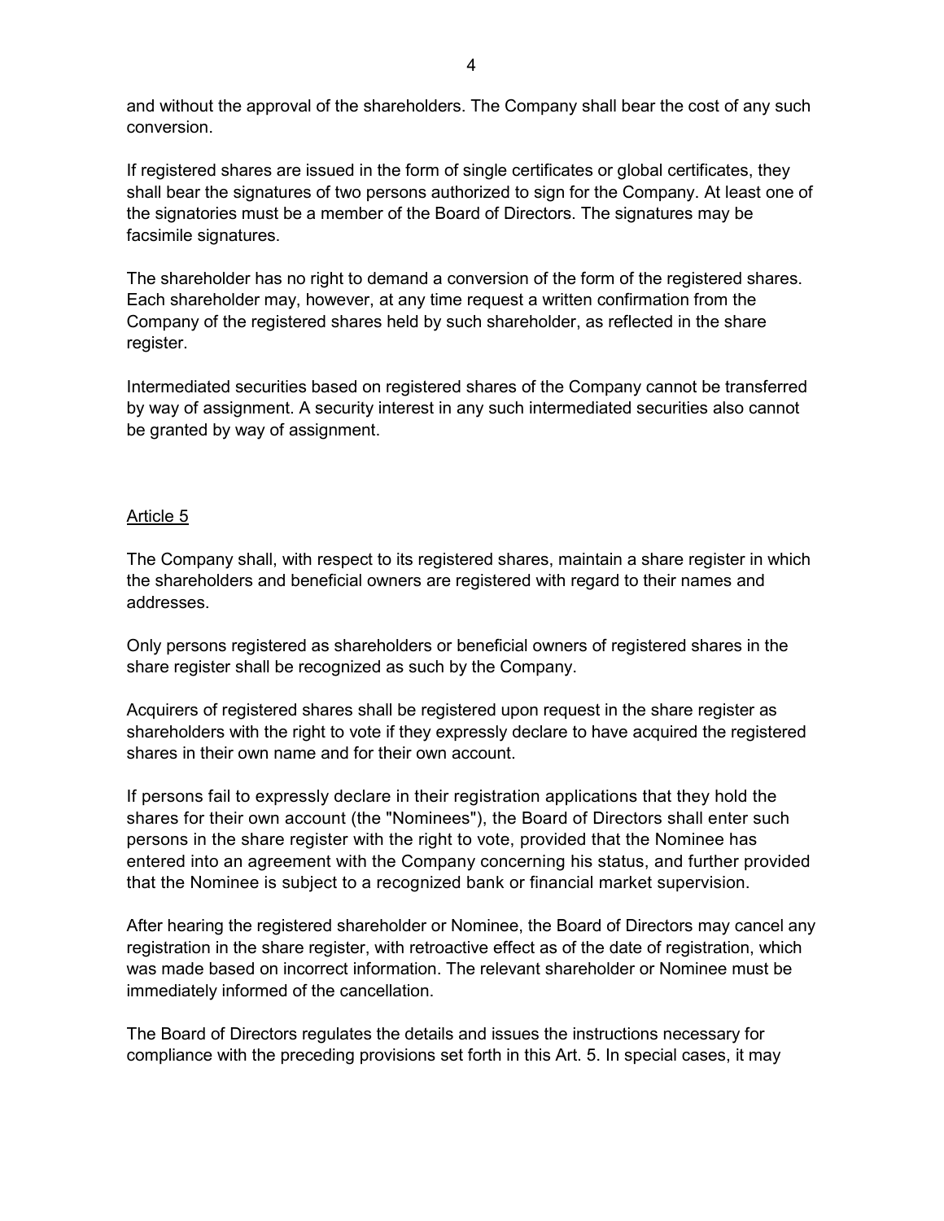and without the approval of the shareholders. The Company shall bear the cost of any such conversion.

If registered shares are issued in the form of single certificates or global certificates, they shall bear the signatures of two persons authorized to sign for the Company. At least one of the signatories must be a member of the Board of Directors. The signatures may be facsimile signatures.

The shareholder has no right to demand a conversion of the form of the registered shares. Each shareholder may, however, at any time request a written confirmation from the Company of the registered shares held by such shareholder, as reflected in the share register.

Intermediated securities based on registered shares of the Company cannot be transferred by way of assignment. A security interest in any such intermediated securities also cannot be granted by way of assignment.

## Article 5

The Company shall, with respect to its registered shares, maintain a share register in which the shareholders and beneficial owners are registered with regard to their names and addresses.

Only persons registered as shareholders or beneficial owners of registered shares in the share register shall be recognized as such by the Company.

Acquirers of registered shares shall be registered upon request in the share register as shareholders with the right to vote if they expressly declare to have acquired the registered shares in their own name and for their own account.

If persons fail to expressly declare in their registration applications that they hold the shares for their own account (the "Nominees"), the Board of Directors shall enter such persons in the share register with the right to vote, provided that the Nominee has entered into an agreement with the Company concerning his status, and further provided that the Nominee is subject to a recognized bank or financial market supervision.

After hearing the registered shareholder or Nominee, the Board of Directors may cancel any registration in the share register, with retroactive effect as of the date of registration, which was made based on incorrect information. The relevant shareholder or Nominee must be immediately informed of the cancellation.

The Board of Directors regulates the details and issues the instructions necessary for compliance with the preceding provisions set forth in this Art. 5. In special cases, it may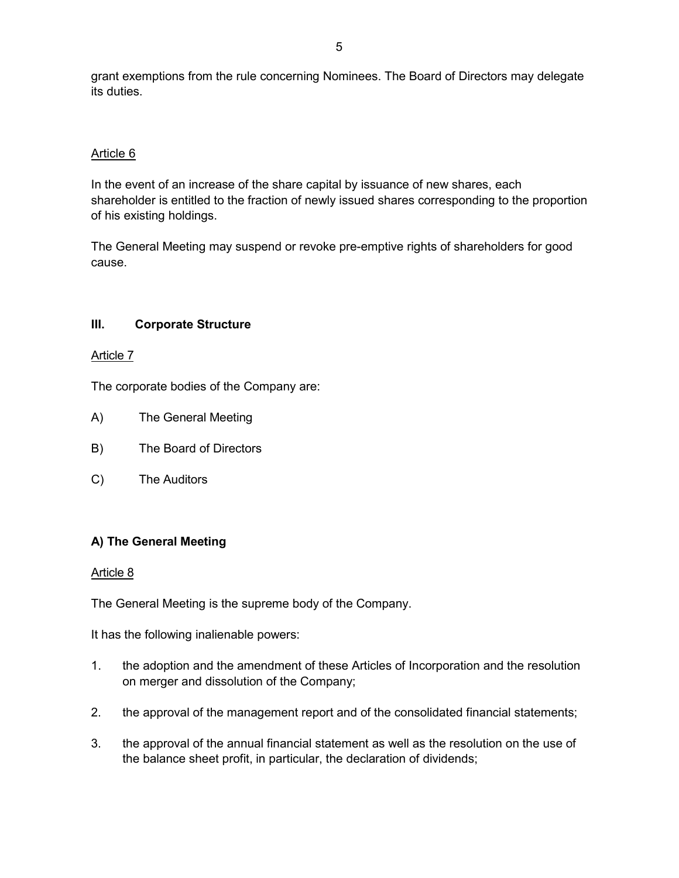grant exemptions from the rule concerning Nominees. The Board of Directors may delegate its duties.

Article 6

In the event of an increase of the share capital by issuance of new shares, each shareholder is entitled to the fraction of newly issued shares corresponding to the proportion of his existing holdings.

The General Meeting may suspend or revoke pre-emptive rights of shareholders for good cause.

## III. Corporate Structure

Article 7

The corporate bodies of the Company are:

A) The General Meeting

B) The Board of Directors

C) The Auditors

### A) The General Meeting

Article 8

The General Meeting is the supreme body of the Company.

It has the following inalienable powers:

1. the adoption and the amendment of these Articles of Incorporation and the resolution on merger and dissolution of the Company;
2. the approval of the management report and of the consolidated financial statements;
3. the approval of the annual financial statement as well as the resolution on the use of the balance sheet profit, in particular, the declaration of dividends;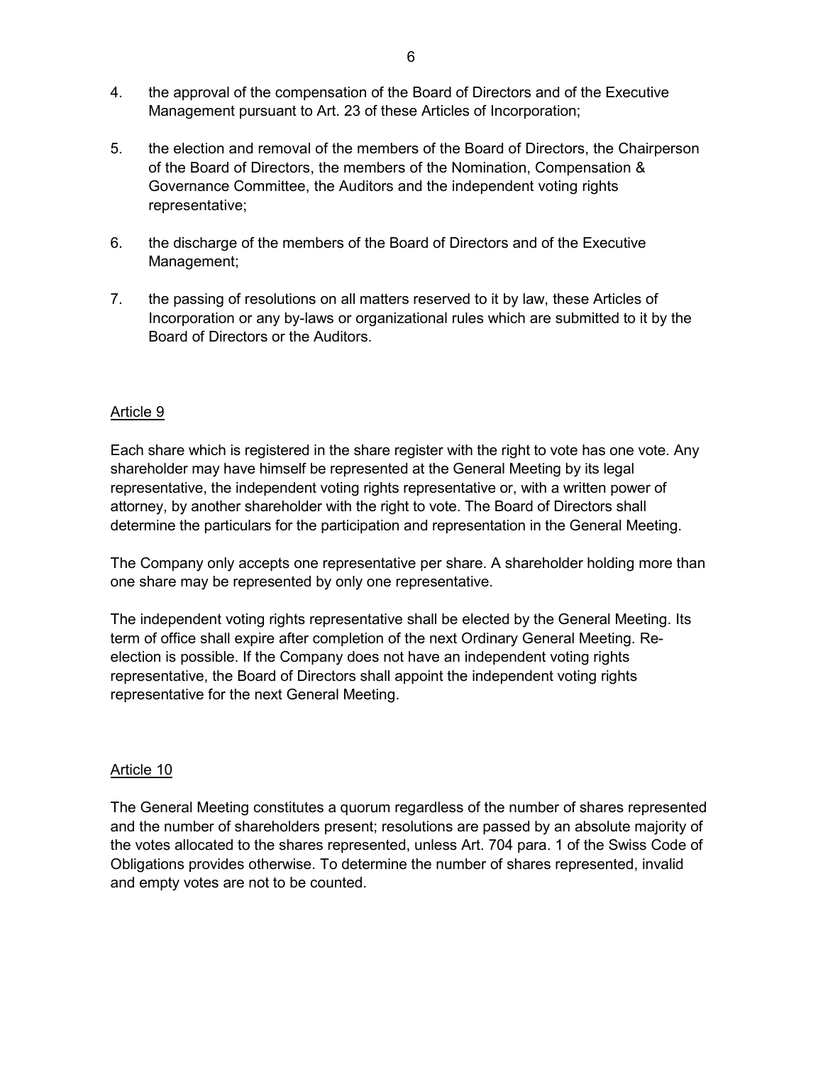4. the approval of the compensation of the Board of Directors and of the Executive Management pursuant to Art. 23 of these Articles of Incorporation;

5. the election and removal of the members of the Board of Directors, the Chairperson of the Board of Directors, the members of the Nomination, Compensation & Governance Committee, the Auditors and the independent voting rights representative;

6. the discharge of the members of the Board of Directors and of the Executive Management;

7. the passing of resolutions on all matters reserved to it by law, these Articles of Incorporation or any by-laws or organizational rules which are submitted to it by the Board of Directors or the Auditors.

## Article 9

Each share which is registered in the share register with the right to vote has one vote. Any shareholder may have himself be represented at the General Meeting by its legal representative, the independent voting rights representative or, with a written power of attorney, by another shareholder with the right to vote. The Board of Directors shall determine the particulars for the participation and representation in the General Meeting.

The Company only accepts one representative per share. A shareholder holding more than one share may be represented by only one representative.

The independent voting rights representative shall be elected by the General Meeting. Its term of office shall expire after completion of the next Ordinary General Meeting. Re-election is possible. If the Company does not have an independent voting rights representative, the Board of Directors shall appoint the independent voting rights representative for the next General Meeting.

## Article 10

The General Meeting constitutes a quorum regardless of the number of shares represented and the number of shareholders present; resolutions are passed by an absolute majority of the votes allocated to the shares represented, unless Art. 704 para. 1 of the Swiss Code of Obligations provides otherwise. To determine the number of shares represented, invalid and empty votes are not to be counted.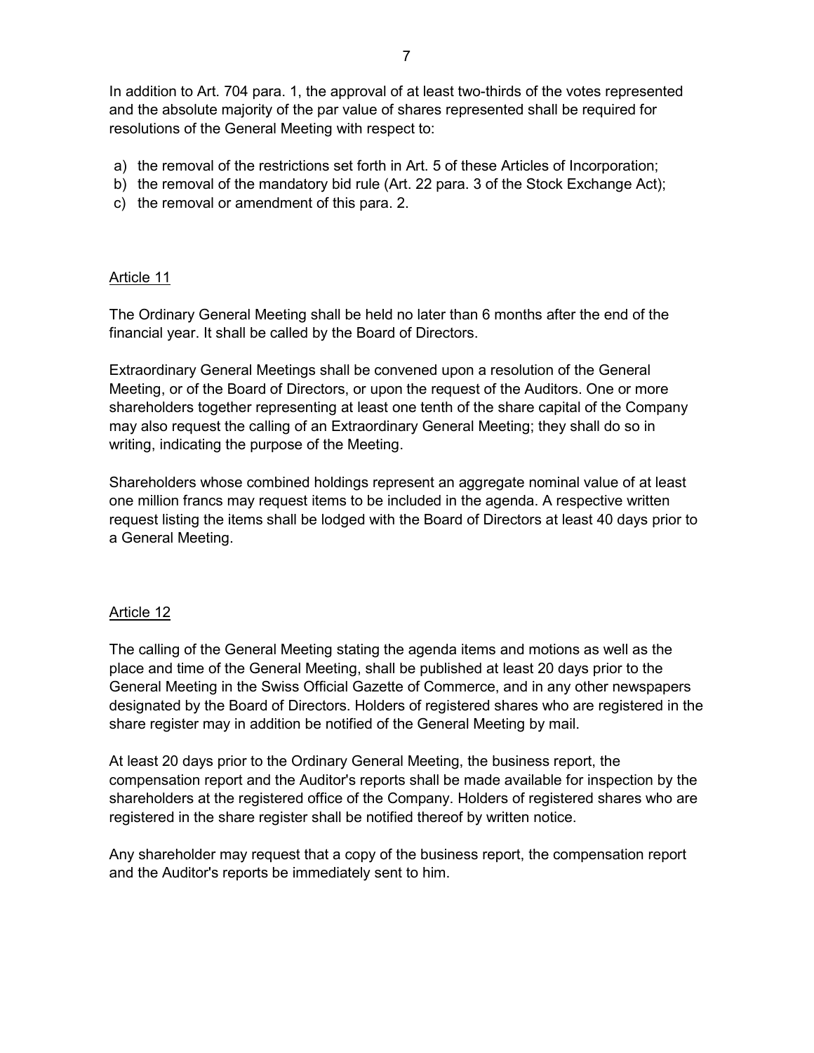In addition to Art. 704 para. 1, the approval of at least two-thirds of the votes represented and the absolute majority of the par value of shares represented shall be required for resolutions of the General Meeting with respect to:

a) the removal of the restrictions set forth in Art. 5 of these Articles of Incorporation;
b) the removal of the mandatory bid rule (Art. 22 para. 3 of the Stock Exchange Act);
c) the removal or amendment of this para. 2.

## Article 11

The Ordinary General Meeting shall be held no later than 6 months after the end of the financial year. It shall be called by the Board of Directors.

Extraordinary General Meetings shall be convened upon a resolution of the General Meeting, or of the Board of Directors, or upon the request of the Auditors. One or more shareholders together representing at least one tenth of the share capital of the Company may also request the calling of an Extraordinary General Meeting; they shall do so in writing, indicating the purpose of the Meeting.

Shareholders whose combined holdings represent an aggregate nominal value of at least one million francs may request items to be included in the agenda. A respective written request listing the items shall be lodged with the Board of Directors at least 40 days prior to a General Meeting.

## Article 12

The calling of the General Meeting stating the agenda items and motions as well as the place and time of the General Meeting, shall be published at least 20 days prior to the General Meeting in the Swiss Official Gazette of Commerce, and in any other newspapers designated by the Board of Directors. Holders of registered shares who are registered in the share register may in addition be notified of the General Meeting by mail.

At least 20 days prior to the Ordinary General Meeting, the business report, the compensation report and the Auditor's reports shall be made available for inspection by the shareholders at the registered office of the Company. Holders of registered shares who are registered in the share register shall be notified thereof by written notice.

Any shareholder may request that a copy of the business report, the compensation report and the Auditor's reports be immediately sent to him.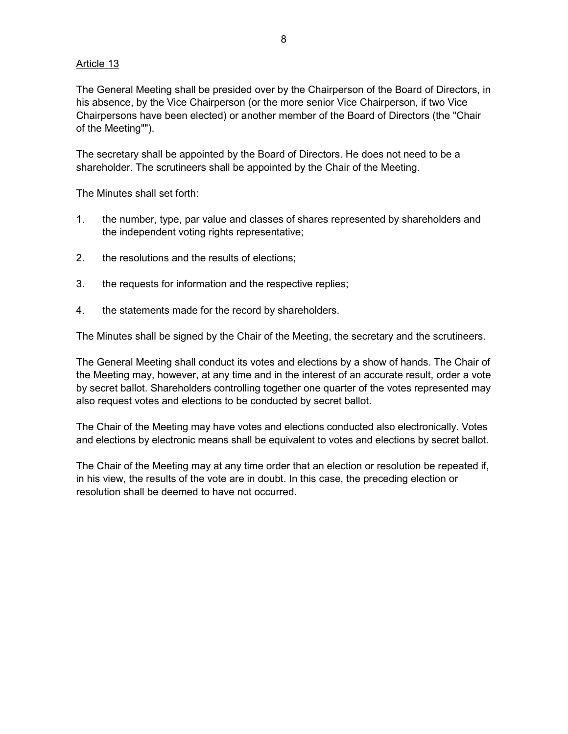Article 13

The General Meeting shall be presided over by the Chairperson of the Board of Directors, in his absence, by the Vice Chairperson (or the more senior Vice Chairperson, if two Vice Chairpersons have been elected) or another member of the Board of Directors (the "Chair of the Meeting"").

The secretary shall be appointed by the Board of Directors. He does not need to be a shareholder. The scrutineers shall be appointed by the Chair of the Meeting.

The Minutes shall set forth:

1. the number, type, par value and classes of shares represented by shareholders and the independent voting rights representative;
2. the resolutions and the results of elections;
3. the requests for information and the respective replies;
4. the statements made for the record by shareholders.

The Minutes shall be signed by the Chair of the Meeting, the secretary and the scrutineers.

The General Meeting shall conduct its votes and elections by a show of hands. The Chair of the Meeting may, however, at any time and in the interest of an accurate result, order a vote by secret ballot. Shareholders controlling together one quarter of the votes represented may also request votes and elections to be conducted by secret ballot.

The Chair of the Meeting may have votes and elections conducted also electronically. Votes and elections by electronic means shall be equivalent to votes and elections by secret ballot.

The Chair of the Meeting may at any time order that an election or resolution be repeated if, in his view, the results of the vote are in doubt. In this case, the preceding election or resolution shall be deemed to have not occurred.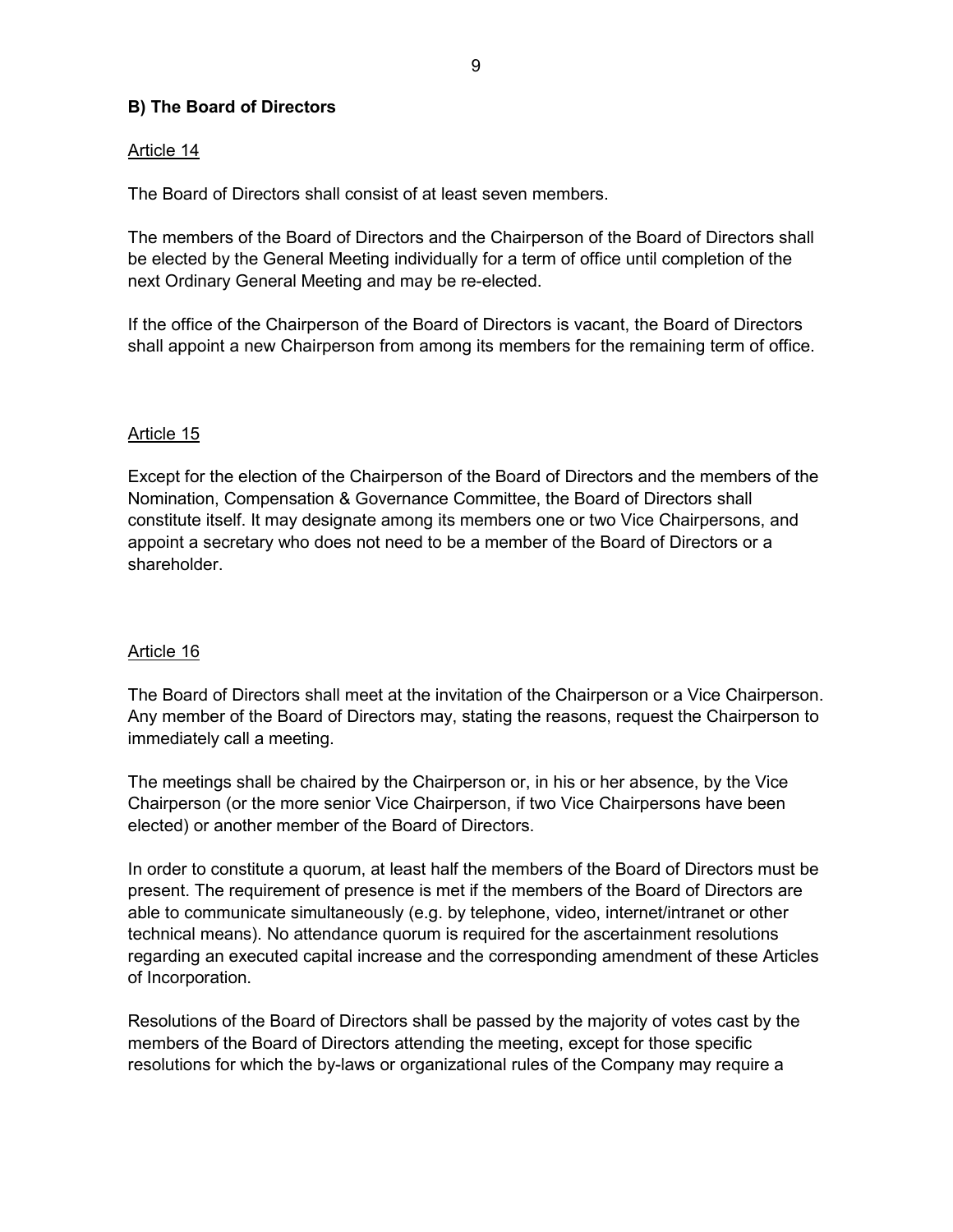## B) The Board of Directors

Article 14

The Board of Directors shall consist of at least seven members.

The members of the Board of Directors and the Chairperson of the Board of Directors shall be elected by the General Meeting individually for a term of office until completion of the next Ordinary General Meeting and may be re-elected.

If the office of the Chairperson of the Board of Directors is vacant, the Board of Directors shall appoint a new Chairperson from among its members for the remaining term of office.

Article 15

Except for the election of the Chairperson of the Board of Directors and the members of the Nomination, Compensation & Governance Committee, the Board of Directors shall constitute itself. It may designate among its members one or two Vice Chairpersons, and appoint a secretary who does not need to be a member of the Board of Directors or a shareholder.

Article 16

The Board of Directors shall meet at the invitation of the Chairperson or a Vice Chairperson. Any member of the Board of Directors may, stating the reasons, request the Chairperson to immediately call a meeting.

The meetings shall be chaired by the Chairperson or, in his or her absence, by the Vice Chairperson (or the more senior Vice Chairperson, if two Vice Chairpersons have been elected) or another member of the Board of Directors.

In order to constitute a quorum, at least half the members of the Board of Directors must be present. The requirement of presence is met if the members of the Board of Directors are able to communicate simultaneously (e.g. by telephone, video, internet/intranet or other technical means). No attendance quorum is required for the ascertainment resolutions regarding an executed capital increase and the corresponding amendment of these Articles of Incorporation.

Resolutions of the Board of Directors shall be passed by the majority of votes cast by the members of the Board of Directors attending the meeting, except for those specific resolutions for which the by-laws or organizational rules of the Company may require a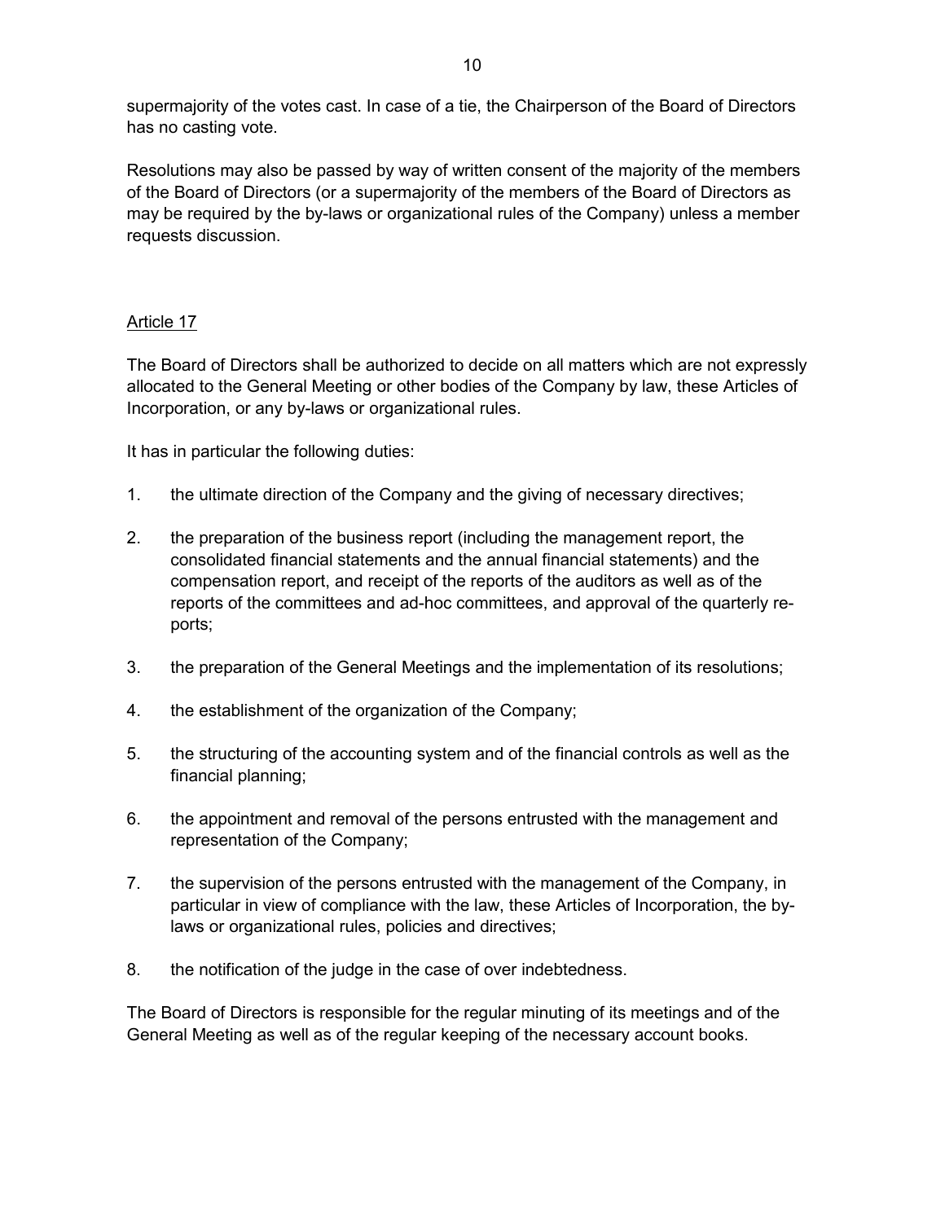supermajority of the votes cast. In case of a tie, the Chairperson of the Board of Directors has no casting vote.

Resolutions may also be passed by way of written consent of the majority of the members of the Board of Directors (or a supermajority of the members of the Board of Directors as may be required by the by-laws or organizational rules of the Company) unless a member requests discussion.

## Article 17

The Board of Directors shall be authorized to decide on all matters which are not expressly allocated to the General Meeting or other bodies of the Company by law, these Articles of Incorporation, or any by-laws or organizational rules.

It has in particular the following duties:

1. the ultimate direction of the Company and the giving of necessary directives;

2. the preparation of the business report (including the management report, the consolidated financial statements and the annual financial statements) and the compensation report, and receipt of the reports of the auditors as well as of the reports of the committees and ad-hoc committees, and approval of the quarterly reports;

3. the preparation of the General Meetings and the implementation of its resolutions;

4. the establishment of the organization of the Company;

5. the structuring of the accounting system and of the financial controls as well as the financial planning;

6. the appointment and removal of the persons entrusted with the management and representation of the Company;

7. the supervision of the persons entrusted with the management of the Company, in particular in view of compliance with the law, these Articles of Incorporation, the by-laws or organizational rules, policies and directives;

8. the notification of the judge in the case of over indebtedness.

The Board of Directors is responsible for the regular minuting of its meetings and of the General Meeting as well as of the regular keeping of the necessary account books.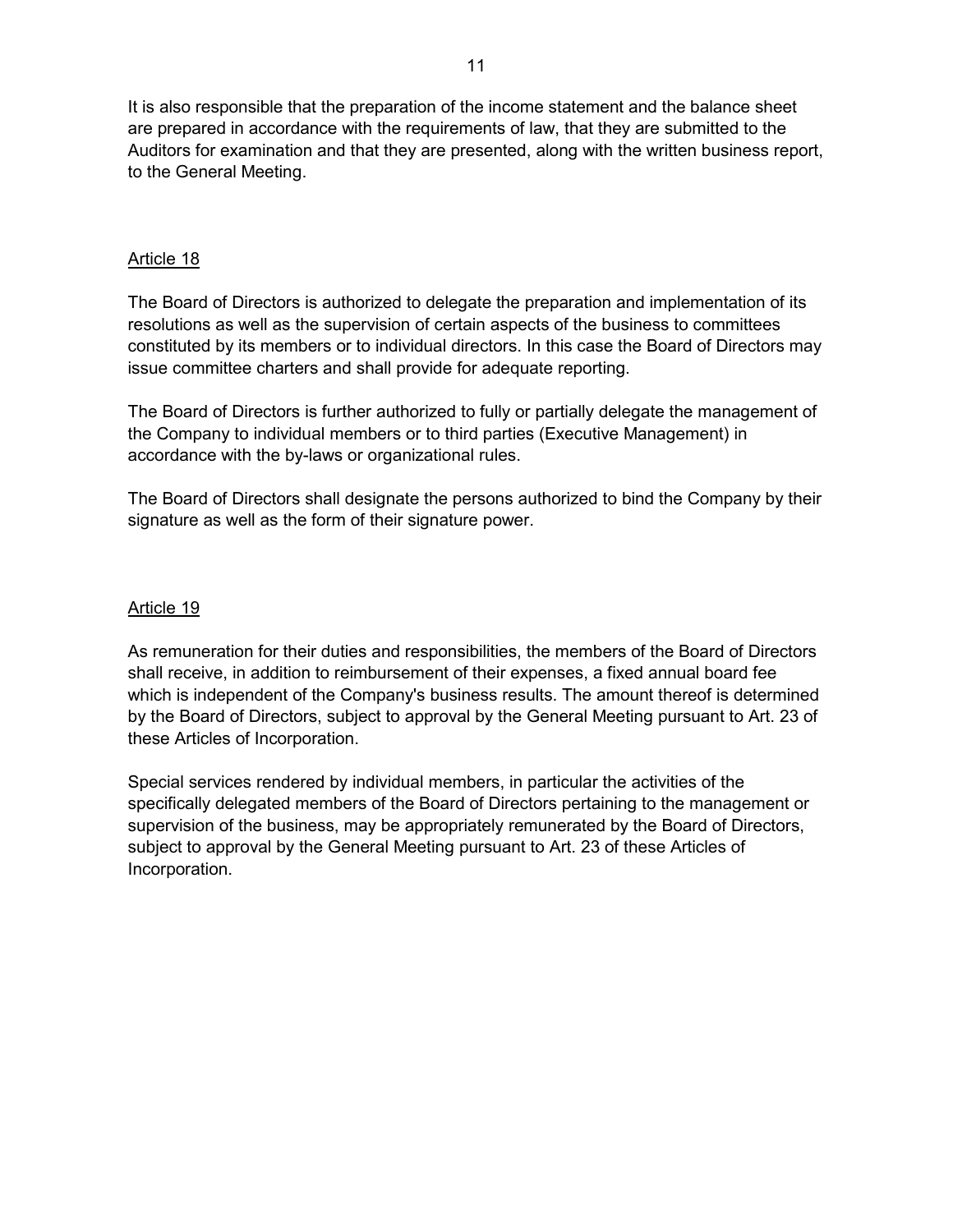It is also responsible that the preparation of the income statement and the balance sheet are prepared in accordance with the requirements of law, that they are submitted to the Auditors for examination and that they are presented, along with the written business report, to the General Meeting.

## Article 18

The Board of Directors is authorized to delegate the preparation and implementation of its resolutions as well as the supervision of certain aspects of the business to committees constituted by its members or to individual directors. In this case the Board of Directors may issue committee charters and shall provide for adequate reporting.

The Board of Directors is further authorized to fully or partially delegate the management of the Company to individual members or to third parties (Executive Management) in accordance with the by-laws or organizational rules.

The Board of Directors shall designate the persons authorized to bind the Company by their signature as well as the form of their signature power.

## Article 19

As remuneration for their duties and responsibilities, the members of the Board of Directors shall receive, in addition to reimbursement of their expenses, a fixed annual board fee which is independent of the Company's business results. The amount thereof is determined by the Board of Directors, subject to approval by the General Meeting pursuant to Art. 23 of these Articles of Incorporation.

Special services rendered by individual members, in particular the activities of the specifically delegated members of the Board of Directors pertaining to the management or supervision of the business, may be appropriately remunerated by the Board of Directors, subject to approval by the General Meeting pursuant to Art. 23 of these Articles of Incorporation.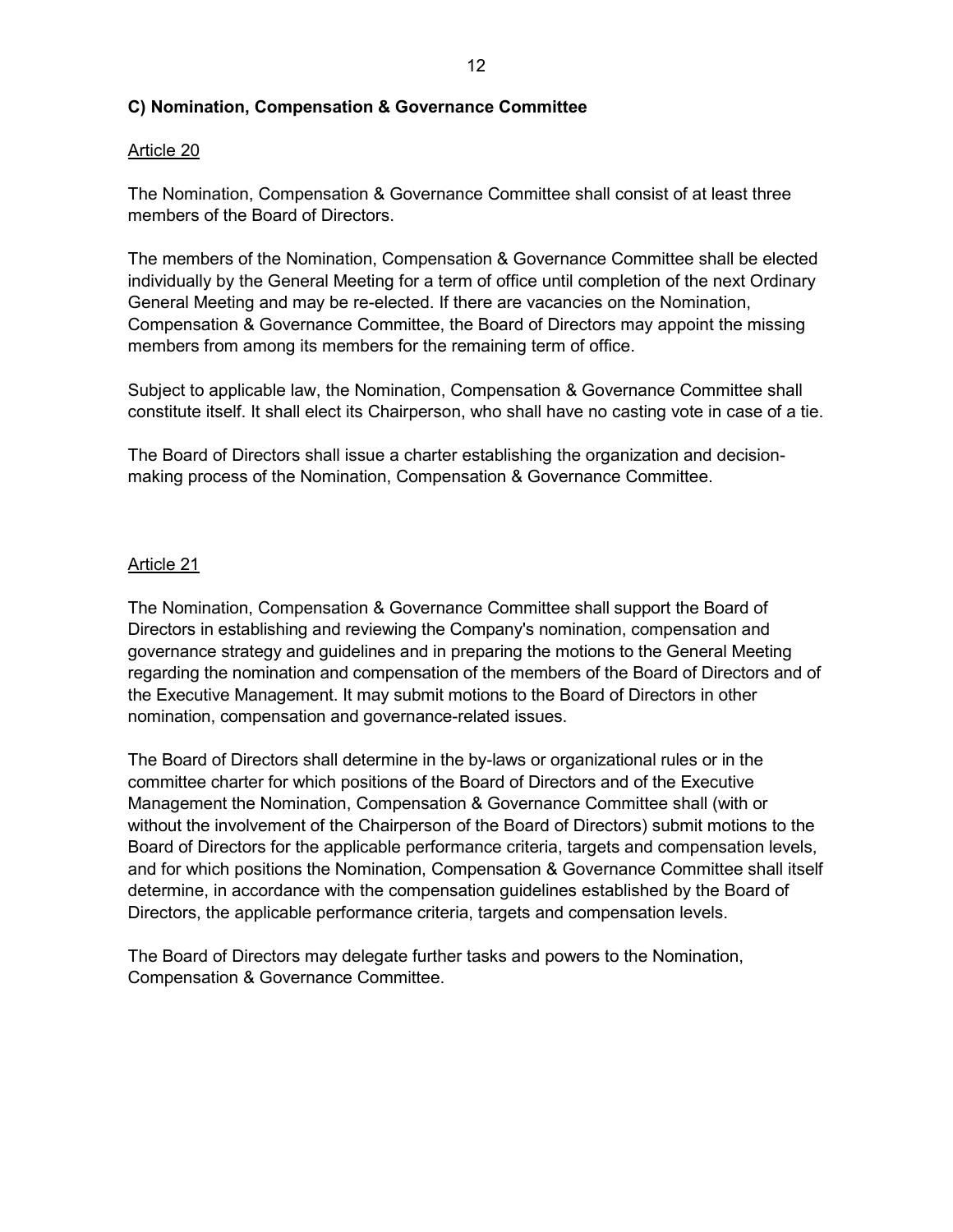### C) Nomination, Compensation & Governance Committee

Article 20

The Nomination, Compensation & Governance Committee shall consist of at least three members of the Board of Directors.

The members of the Nomination, Compensation & Governance Committee shall be elected individually by the General Meeting for a term of office until completion of the next Ordinary General Meeting and may be re-elected. If there are vacancies on the Nomination, Compensation & Governance Committee, the Board of Directors may appoint the missing members from among its members for the remaining term of office.

Subject to applicable law, the Nomination, Compensation & Governance Committee shall constitute itself. It shall elect its Chairperson, who shall have no casting vote in case of a tie.

The Board of Directors shall issue a charter establishing the organization and decision-making process of the Nomination, Compensation & Governance Committee.

Article 21

The Nomination, Compensation & Governance Committee shall support the Board of Directors in establishing and reviewing the Company's nomination, compensation and governance strategy and guidelines and in preparing the motions to the General Meeting regarding the nomination and compensation of the members of the Board of Directors and of the Executive Management. It may submit motions to the Board of Directors in other nomination, compensation and governance-related issues.

The Board of Directors shall determine in the by-laws or organizational rules or in the committee charter for which positions of the Board of Directors and of the Executive Management the Nomination, Compensation & Governance Committee shall (with or without the involvement of the Chairperson of the Board of Directors) submit motions to the Board of Directors for the applicable performance criteria, targets and compensation levels, and for which positions the Nomination, Compensation & Governance Committee shall itself determine, in accordance with the compensation guidelines established by the Board of Directors, the applicable performance criteria, targets and compensation levels.

The Board of Directors may delegate further tasks and powers to the Nomination, Compensation & Governance Committee.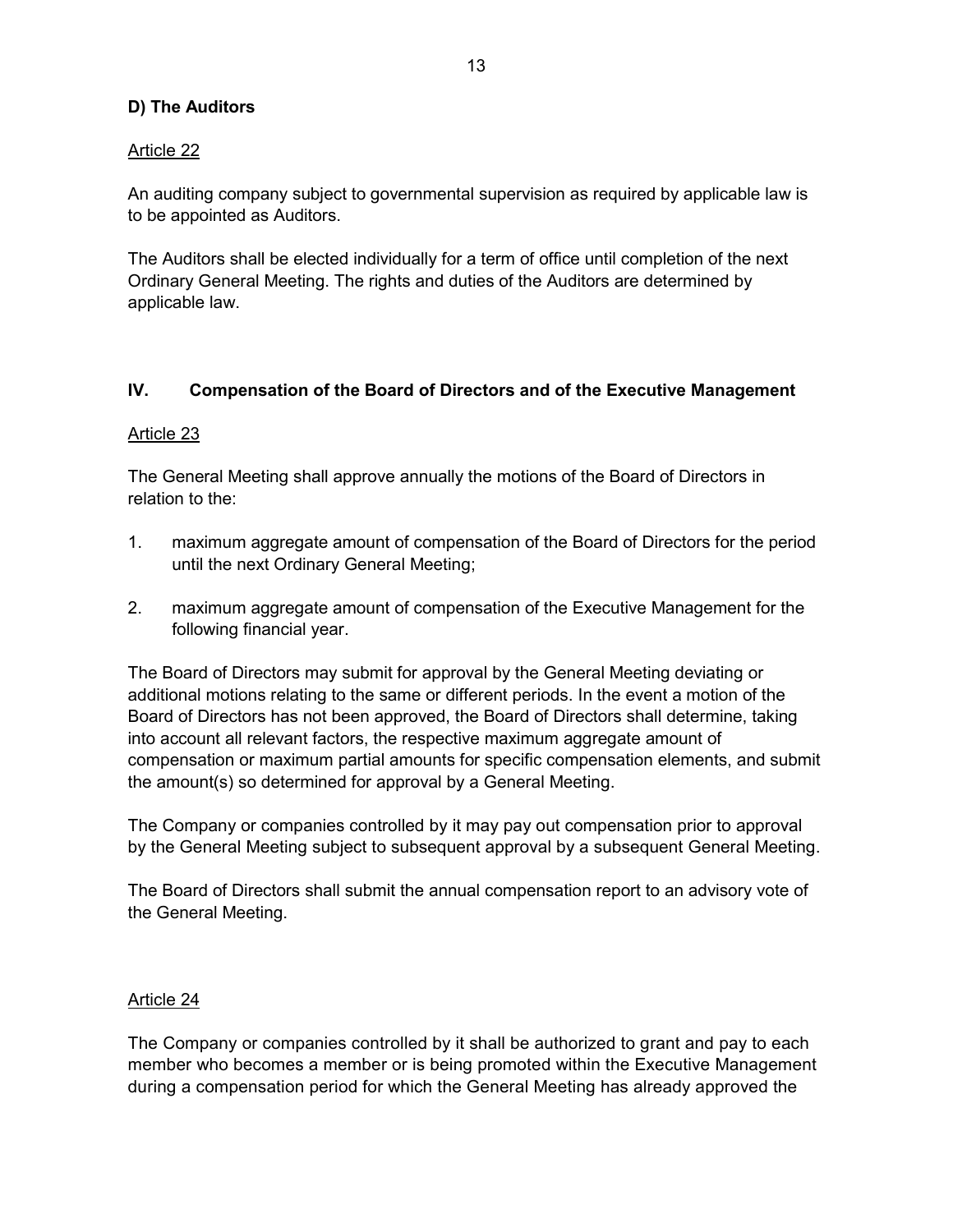### D) The Auditors

Article 22

An auditing company subject to governmental supervision as required by applicable law is to be appointed as Auditors.

The Auditors shall be elected individually for a term of office until completion of the next Ordinary General Meeting. The rights and duties of the Auditors are determined by applicable law.

## IV. Compensation of the Board of Directors and of the Executive Management

Article 23

The General Meeting shall approve annually the motions of the Board of Directors in relation to the:

1. maximum aggregate amount of compensation of the Board of Directors for the period until the next Ordinary General Meeting;

2. maximum aggregate amount of compensation of the Executive Management for the following financial year.

The Board of Directors may submit for approval by the General Meeting deviating or additional motions relating to the same or different periods. In the event a motion of the Board of Directors has not been approved, the Board of Directors shall determine, taking into account all relevant factors, the respective maximum aggregate amount of compensation or maximum partial amounts for specific compensation elements, and submit the amount(s) so determined for approval by a General Meeting.

The Company or companies controlled by it may pay out compensation prior to approval by the General Meeting subject to subsequent approval by a subsequent General Meeting.

The Board of Directors shall submit the annual compensation report to an advisory vote of the General Meeting.

Article 24

The Company or companies controlled by it shall be authorized to grant and pay to each member who becomes a member or is being promoted within the Executive Management during a compensation period for which the General Meeting has already approved the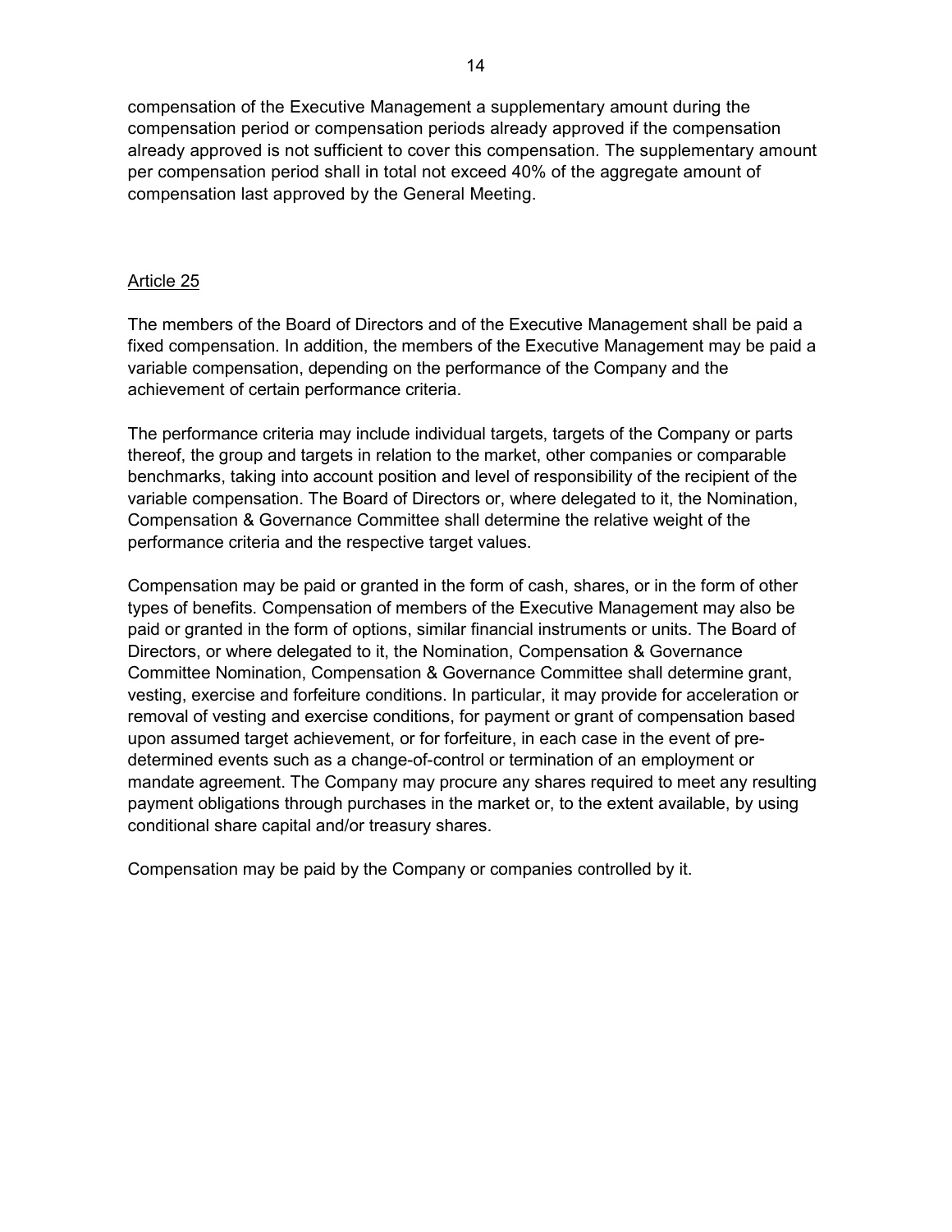compensation of the Executive Management a supplementary amount during the compensation period or compensation periods already approved if the compensation already approved is not sufficient to cover this compensation. The supplementary amount per compensation period shall in total not exceed 40% of the aggregate amount of compensation last approved by the General Meeting.

Article 25

The members of the Board of Directors and of the Executive Management shall be paid a fixed compensation. In addition, the members of the Executive Management may be paid a variable compensation, depending on the performance of the Company and the achievement of certain performance criteria.

The performance criteria may include individual targets, targets of the Company or parts thereof, the group and targets in relation to the market, other companies or comparable benchmarks, taking into account position and level of responsibility of the recipient of the variable compensation. The Board of Directors or, where delegated to it, the Nomination, Compensation & Governance Committee shall determine the relative weight of the performance criteria and the respective target values.

Compensation may be paid or granted in the form of cash, shares, or in the form of other types of benefits. Compensation of members of the Executive Management may also be paid or granted in the form of options, similar financial instruments or units. The Board of Directors, or where delegated to it, the Nomination, Compensation & Governance Committee Nomination, Compensation & Governance Committee shall determine grant, vesting, exercise and forfeiture conditions. In particular, it may provide for acceleration or removal of vesting and exercise conditions, for payment or grant of compensation based upon assumed target achievement, or for forfeiture, in each case in the event of pre-determined events such as a change-of-control or termination of an employment or mandate agreement. The Company may procure any shares required to meet any resulting payment obligations through purchases in the market or, to the extent available, by using conditional share capital and/or treasury shares.

Compensation may be paid by the Company or companies controlled by it.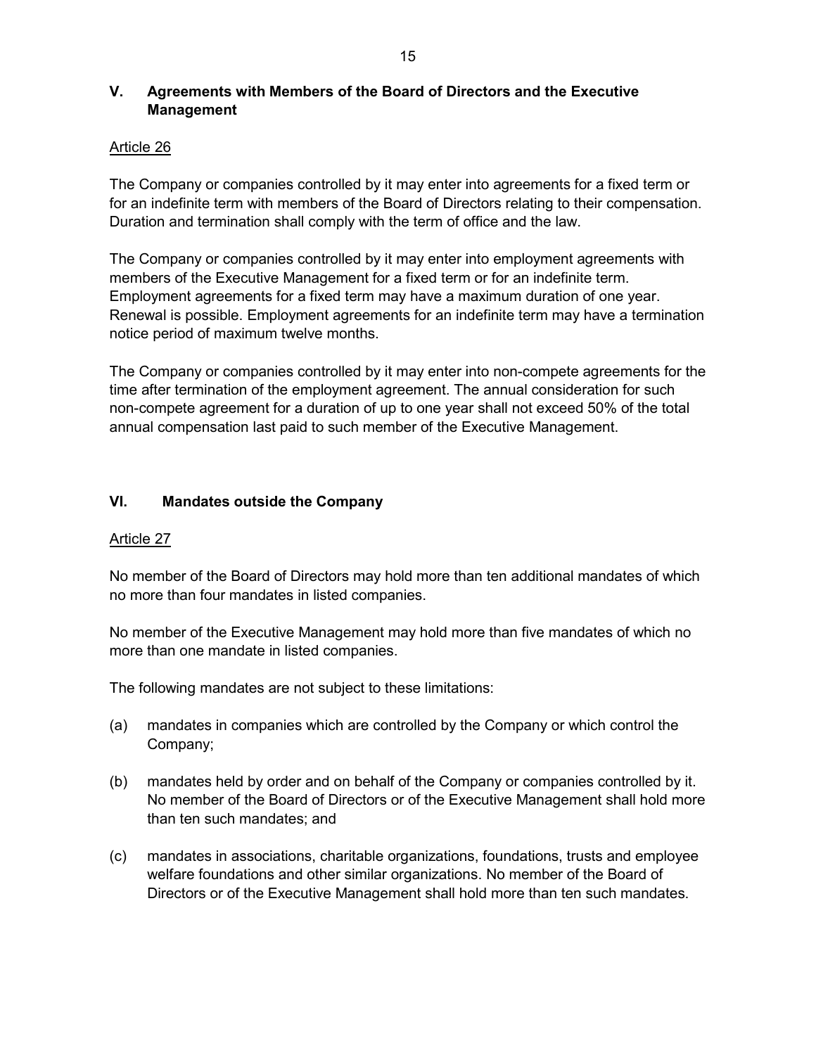## V. Agreements with Members of the Board of Directors and the Executive Management

Article 26

The Company or companies controlled by it may enter into agreements for a fixed term or for an indefinite term with members of the Board of Directors relating to their compensation. Duration and termination shall comply with the term of office and the law.

The Company or companies controlled by it may enter into employment agreements with members of the Executive Management for a fixed term or for an indefinite term. Employment agreements for a fixed term may have a maximum duration of one year. Renewal is possible. Employment agreements for an indefinite term may have a termination notice period of maximum twelve months.

The Company or companies controlled by it may enter into non-compete agreements for the time after termination of the employment agreement. The annual consideration for such non-compete agreement for a duration of up to one year shall not exceed 50% of the total annual compensation last paid to such member of the Executive Management.

## VI. Mandates outside the Company

Article 27

No member of the Board of Directors may hold more than ten additional mandates of which no more than four mandates in listed companies.

No member of the Executive Management may hold more than five mandates of which no more than one mandate in listed companies.

The following mandates are not subject to these limitations:

(a) mandates in companies which are controlled by the Company or which control the Company;

(b) mandates held by order and on behalf of the Company or companies controlled by it. No member of the Board of Directors or of the Executive Management shall hold more than ten such mandates; and

(c) mandates in associations, charitable organizations, foundations, trusts and employee welfare foundations and other similar organizations. No member of the Board of Directors or of the Executive Management shall hold more than ten such mandates.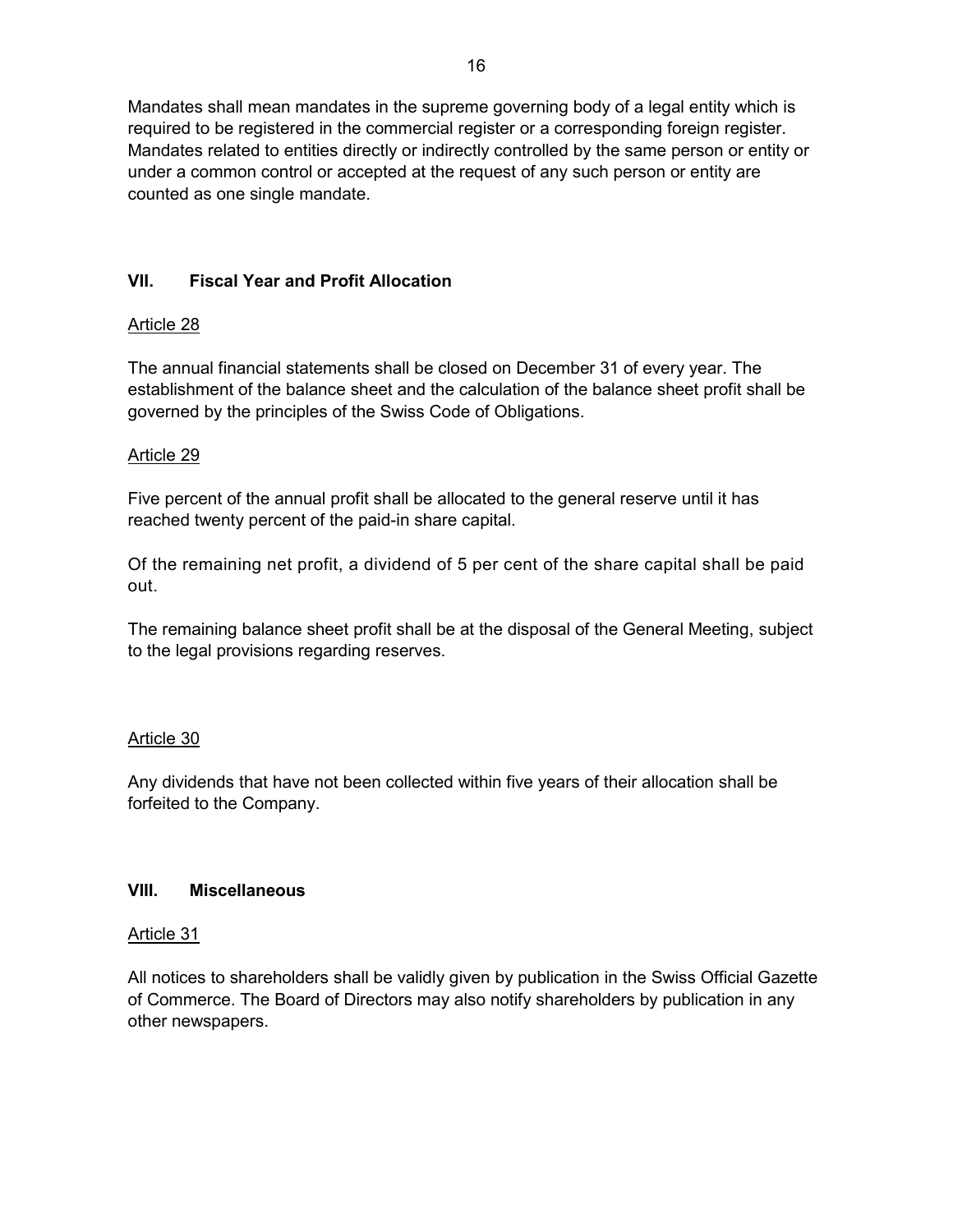Mandates shall mean mandates in the supreme governing body of a legal entity which is required to be registered in the commercial register or a corresponding foreign register. Mandates related to entities directly or indirectly controlled by the same person or entity or under a common control or accepted at the request of any such person or entity are counted as one single mandate.

## VII. Fiscal Year and Profit Allocation

### Article 28

The annual financial statements shall be closed on December 31 of every year. The establishment of the balance sheet and the calculation of the balance sheet profit shall be governed by the principles of the Swiss Code of Obligations.

### Article 29

Five percent of the annual profit shall be allocated to the general reserve until it has reached twenty percent of the paid-in share capital.

Of the remaining net profit, a dividend of 5 per cent of the share capital shall be paid out.

The remaining balance sheet profit shall be at the disposal of the General Meeting, subject to the legal provisions regarding reserves.

### Article 30

Any dividends that have not been collected within five years of their allocation shall be forfeited to the Company.

## VIII. Miscellaneous

### Article 31

All notices to shareholders shall be validly given by publication in the Swiss Official Gazette of Commerce. The Board of Directors may also notify shareholders by publication in any other newspapers.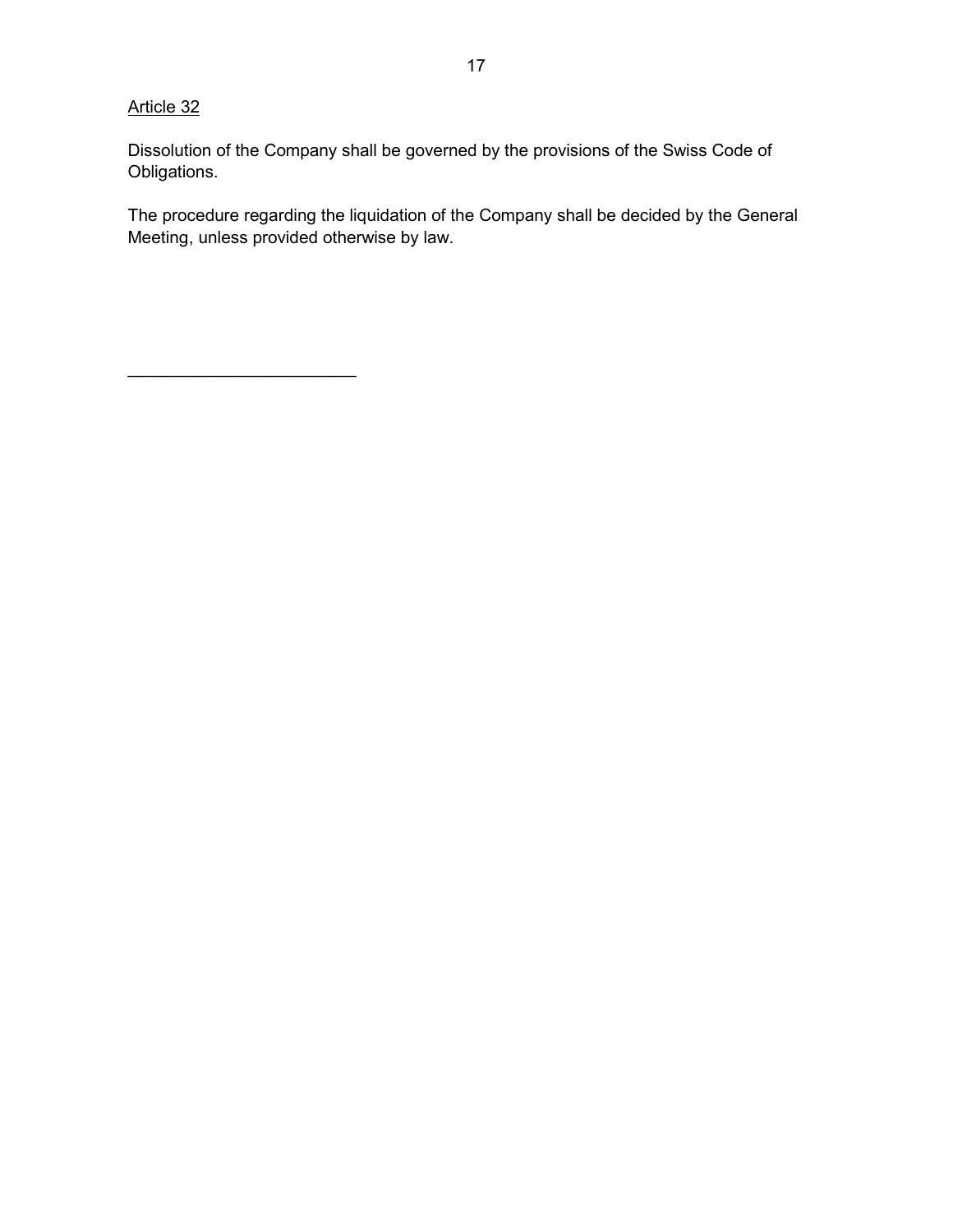Article 32

Dissolution of the Company shall be governed by the provisions of the Swiss Code of Obligations.

The procedure regarding the liquidation of the Company shall be decided by the General Meeting, unless provided otherwise by law.

________________________